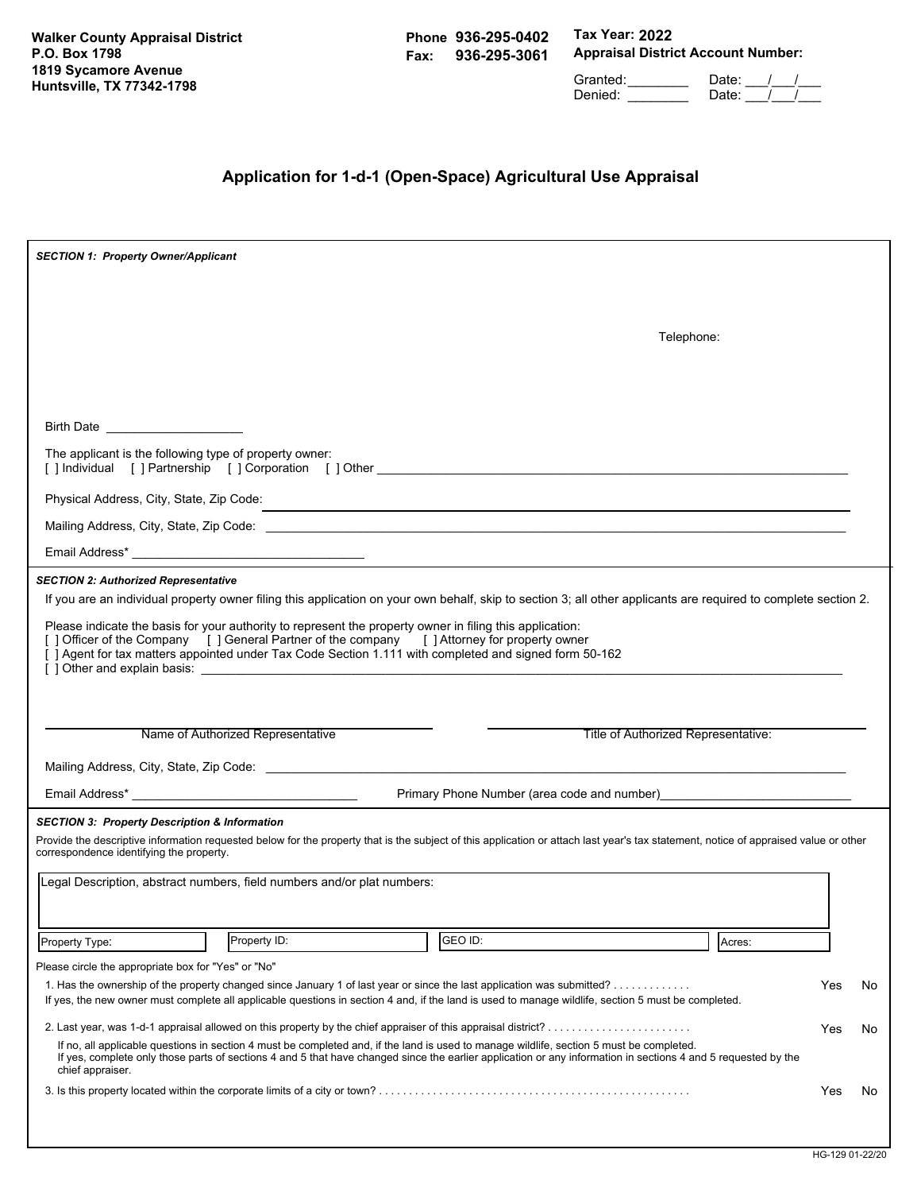Walker County Appraisal District
P.O. Box 1798
1819 Sycamore Avenue
Huntsville, TX 77342-1798

Phone 936-295-0402
Fax: 936-295-3061

**Tax Year: 2022**
**Appraisal District Account Number:**

Granted:________ Date: ___/___/___
Denied: ________ Date: ___/___/___

# Application for 1-d-1 (Open-Space) Agricultural Use Appraisal

***SECTION 1: Property Owner/Applicant***

Telephone:

Birth Date ____________________

The applicant is the following type of property owner:
[ ] Individual [ ] Partnership [ ] Corporation [ ] Other ______________________________

Physical Address, City, State, Zip Code: ______________________________

Mailing Address, City, State, Zip Code: ______________________________

Email Address* ______________________________

***SECTION 2: Authorized Representative***

If you are an individual property owner filing this application on your own behalf, skip to section 3; all other applicants are required to complete section 2.

Please indicate the basis for your authority to represent the property owner in filing this application:
[ ] Officer of the Company [ ] General Partner of the company [ ] Attorney for property owner
[ ] Agent for tax matters appointed under Tax Code Section 1.111 with completed and signed form 50-162
[ ] Other and explain basis: ______________________________

______________________________ Name of Authorized Representative

______________________________ Title of Authorized Representative:

Mailing Address, City, State, Zip Code: ______________________________

Email Address* ______________________________ Primary Phone Number (area code and number)______________________________

***SECTION 3: Property Description & Information***

Provide the descriptive information requested below for the property that is the subject of this application or attach last year's tax statement, notice of appraised value or other correspondence identifying the property.

Legal Description, abstract numbers, field numbers and/or plat numbers:

| Property Type: | Property ID: | GEO ID: | Acres: |
|---|---|---|---|

Please circle the appropriate box for "Yes" or "No"

1. Has the ownership of the property changed since January 1 of last year or since the last application was submitted? . . . . . . . . . . . . . Yes No
   If yes, the new owner must complete all applicable questions in section 4 and, if the land is used to manage wildlife, section 5 must be completed.

2. Last year, was 1-d-1 appraisal allowed on this property by the chief appraiser of this appraisal district? . . . . . . . . . . . . . . . . . . . . . . . . Yes No
   If no, all applicable questions in section 4 must be completed and, if the land is used to manage wildlife, section 5 must be completed.
   If yes, complete only those parts of sections 4 and 5 that have changed since the earlier application or any information in sections 4 and 5 requested by the chief appraiser.

3. Is this property located within the corporate limits of a city or town? . . . . . . . . . . . . . . . . . . . . . . . . . . . . . . . . . . . . . . . . . . . . . . . . . . . Yes No

HG-129 01-22/20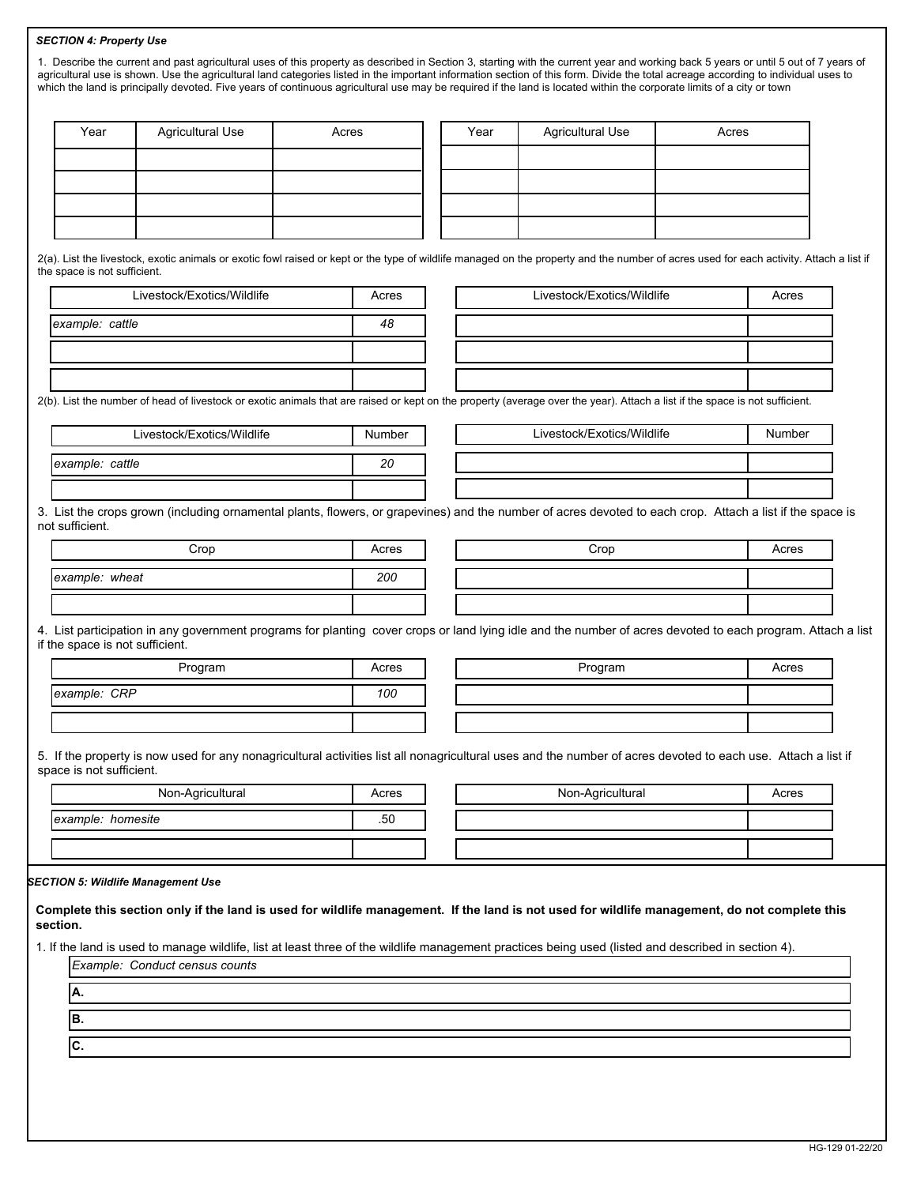***SECTION 4: Property Use***

1. Describe the current and past agricultural uses of this property as described in Section 3, starting with the current year and working back 5 years or until 5 out of 7 years of agricultural use is shown. Use the agricultural land categories listed in the important information section of this form. Divide the total acreage according to individual uses to which the land is principally devoted. Five years of continuous agricultural use may be required if the land is located within the corporate limits of a city or town

| Year | Agricultural Use | Acres |
|---|---|---|
| | | |
| | | |
| | | |
| | | |

| Year | Agricultural Use | Acres |
|---|---|---|
| | | |
| | | |
| | | |
| | | |

2(a). List the livestock, exotic animals or exotic fowl raised or kept or the type of wildlife managed on the property and the number of acres used for each activity. Attach a list if the space is not sufficient.

| Livestock/Exotics/Wildlife | Acres |
|---|---|
| *example: cattle* | *48* |
| | |
| | |

| Livestock/Exotics/Wildlife | Acres |
|---|---|
| | |
| | |
| | |

2(b). List the number of head of livestock or exotic animals that are raised or kept on the property (average over the year). Attach a list if the space is not sufficient.

| Livestock/Exotics/Wildlife | Number |
|---|---|
| *example: cattle* | *20* |
| | |

| Livestock/Exotics/Wildlife | Number |
|---|---|
| | |
| | |

3. List the crops grown (including ornamental plants, flowers, or grapevines) and the number of acres devoted to each crop. Attach a list if the space is not sufficient.

| Crop | Acres |
|---|---|
| *example: wheat* | *200* |
| | |

| Crop | Acres |
|---|---|
| | |
| | |

4. List participation in any government programs for planting cover crops or land lying idle and the number of acres devoted to each program. Attach a list if the space is not sufficient.

| Program | Acres |
|---|---|
| *example: CRP* | *100* |
| | |

| Program | Acres |
|---|---|
| | |
| | |

5. If the property is now used for any nonagricultural activities list all nonagricultural uses and the number of acres devoted to each use. Attach a list if space is not sufficient.

| Non-Agricultural | Acres |
|---|---|
| *example: homesite* | .50 |
| | |

| Non-Agricultural | Acres |
|---|---|
| | |
| | |

***SECTION 5: Wildlife Management Use***

**Complete this section only if the land is used for wildlife management. If the land is not used for wildlife management, do not complete this section.**

1. If the land is used to manage wildlife, list at least three of the wildlife management practices being used (listed and described in section 4).

*Example: Conduct census counts*

**A.**

**B.**

**C.**

HG-129 01-22/20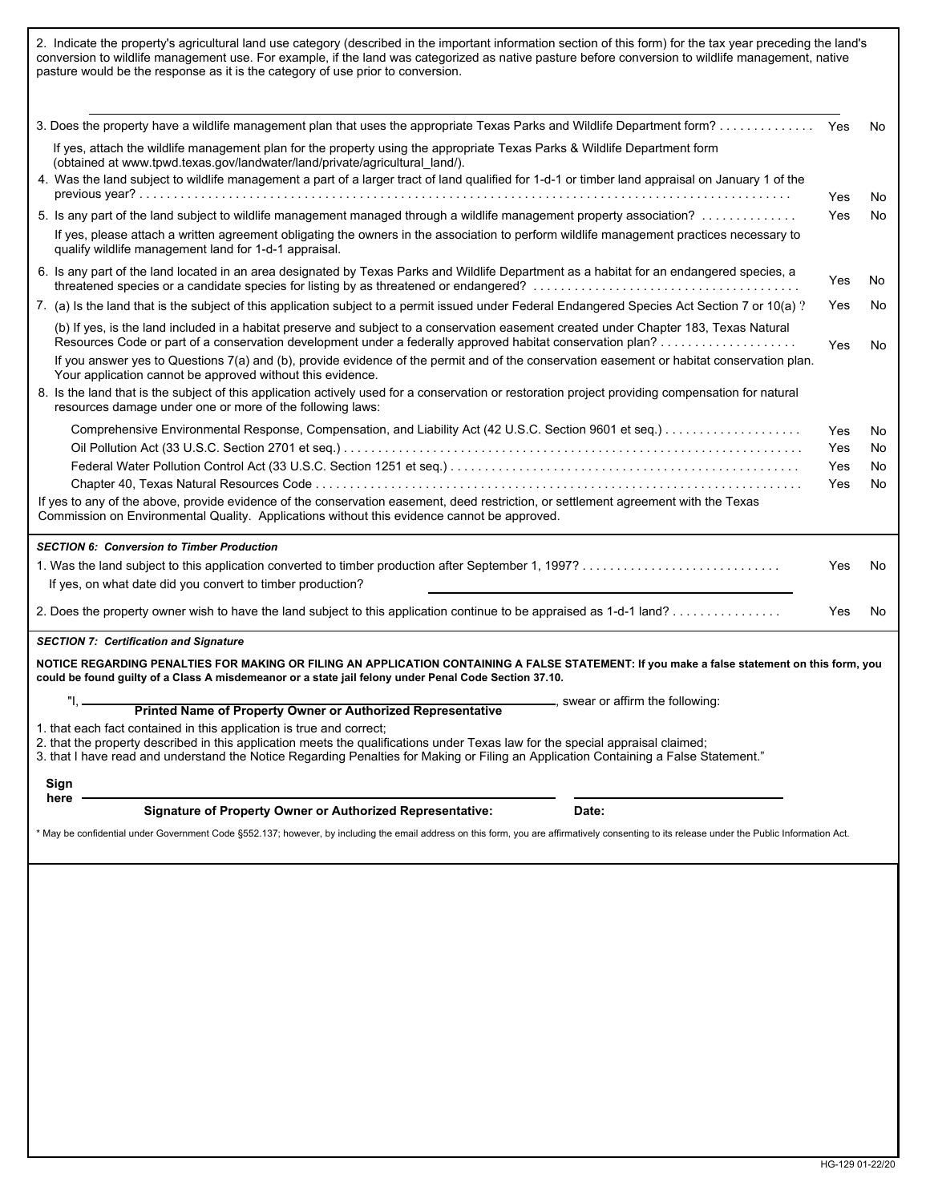2. Indicate the property's agricultural land use category (described in the important information section of this form) for the tax year preceding the land's conversion to wildlife management use. For example, if the land was categorized as native pasture before conversion to wildlife management, native pasture would be the response as it is the category of use prior to conversion.

______________________________________________________________________

3. Does the property have a wildlife management plan that uses the appropriate Texas Parks and Wildlife Department form? . . . . . . . . . . . . . . Yes No

   If yes, attach the wildlife management plan for the property using the appropriate Texas Parks & Wildlife Department form (obtained at www.tpwd.texas.gov/landwater/land/private/agricultural_land/).

4. Was the land subject to wildlife management a part of a larger tract of land qualified for 1-d-1 or timber land appraisal on January 1 of the previous year? . . . . . . . . . . . . . . . . . . . . . . . . . . . . . . . . . . . . . . . . . . . . . . . . . . . . . . . . . . . . . . . . . . . . . . . . . . . . . . . . . . . . . . Yes No

5. Is any part of the land subject to wildlife management managed through a wildlife management property association? . . . . . . . . . . . . . Yes No

   If yes, please attach a written agreement obligating the owners in the association to perform wildlife management practices necessary to qualify wildlife management land for 1-d-1 appraisal.

6. Is any part of the land located in an area designated by Texas Parks and Wildlife Department as a habitat for an endangered species, a threatened species or a candidate species for listing by as threatened or endangered? . . . . . . . . . . . . . . . . . . . . . . . . . . . . . . . . . . . . . . Yes No

7. (a) Is the land that is the subject of this application subject to a permit issued under Federal Endangered Species Act Section 7 or 10(a) ? Yes No

   (b) If yes, is the land included in a habitat preserve and subject to a conservation easement created under Chapter 183, Texas Natural Resources Code or part of a conservation development under a federally approved habitat conservation plan? . . . . . . . . . . . . . . . . . . . . Yes No

   If you answer yes to Questions 7(a) and (b), provide evidence of the permit and of the conservation easement or habitat conservation plan. Your application cannot be approved without this evidence.

8. Is the land that is the subject of this application actively used for a conservation or restoration project providing compensation for natural resources damage under one or more of the following laws:

   Comprehensive Environmental Response, Compensation, and Liability Act (42 U.S.C. Section 9601 et seq.) . . . . . . . . . . . . . . . . . . . . Yes No
   Oil Pollution Act (33 U.S.C. Section 2701 et seq.) . . . . . . . . . . . . . . . . . . . . . . . . . . . . . . . . . . . . . . . . . . . . . . . . . . . . . . . . . . . . Yes No
   Federal Water Pollution Control Act (33 U.S.C. Section 1251 et seq.) . . . . . . . . . . . . . . . . . . . . . . . . . . . . . . . . . . . . . . . . . . . . . . . . . Yes No
   Chapter 40, Texas Natural Resources Code . . . . . . . . . . . . . . . . . . . . . . . . . . . . . . . . . . . . . . . . . . . . . . . . . . . . . . . . . . . . . . . . . . Yes No

If yes to any of the above, provide evidence of the conservation easement, deed restriction, or settlement agreement with the Texas Commission on Environmental Quality. Applications without this evidence cannot be approved.

***SECTION 6: Conversion to Timber Production***

1. Was the land subject to this application converted to timber production after September 1, 1997? . . . . . . . . . . . . . . . . . . . . . . . . . . . . . Yes No

   If yes, on what date did you convert to timber production? ______________________________

2. Does the property owner wish to have the land subject to this application continue to be appraised as 1-d-1 land? . . . . . . . . . . . . . . . . Yes No

***SECTION 7: Certification and Signature***

**NOTICE REGARDING PENALTIES FOR MAKING OR FILING AN APPLICATION CONTAINING A FALSE STATEMENT: If you make a false statement on this form, you could be found guilty of a Class A misdemeanor or a state jail felony under Penal Code Section 37.10.**

"I, ______________________________, swear or affirm the following:
**Printed Name of Property Owner or Authorized Representative**

1. that each fact contained in this application is true and correct;
2. that the property described in this application meets the qualifications under Texas law for the special appraisal claimed;
3. that I have read and understand the Notice Regarding Penalties for Making or Filing an Application Containing a False Statement."

**Sign here** ______________________________ ______________________________
**Signature of Property Owner or Authorized Representative:** **Date:**

\* May be confidential under Government Code §552.137; however, by including the email address on this form, you are affirmatively consenting to its release under the Public Information Act.

HG-129 01-22/20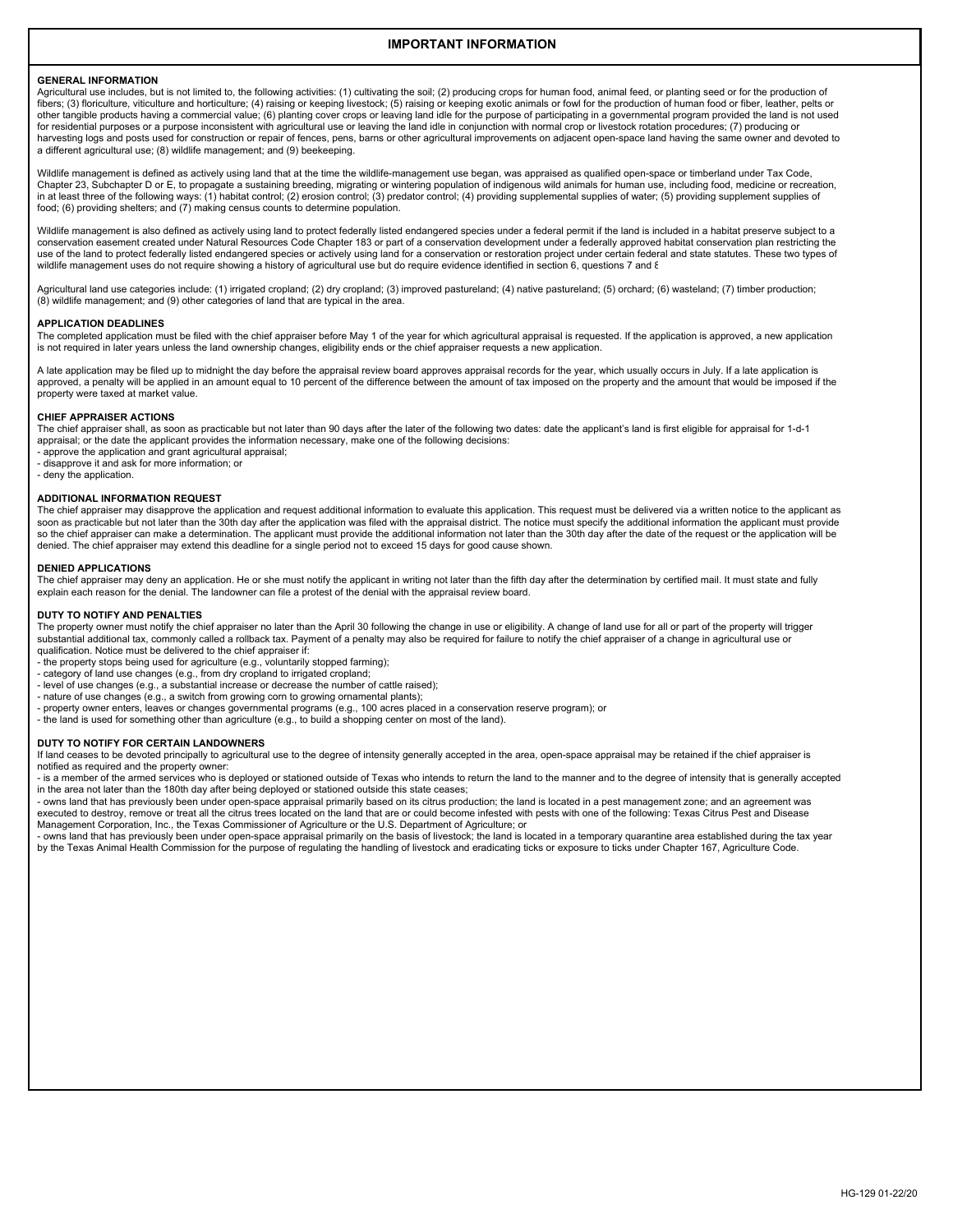## IMPORTANT INFORMATION

### GENERAL INFORMATION

Agricultural use includes, but is not limited to, the following activities: (1) cultivating the soil; (2) producing crops for human food, animal feed, or planting seed or for the production of fibers; (3) floriculture, viticulture and horticulture; (4) raising or keeping livestock; (5) raising or keeping exotic animals or fowl for the production of human food or fiber, leather, pelts or other tangible products having a commercial value; (6) planting cover crops or leaving land idle for the purpose of participating in a governmental program provided the land is not used for residential purposes or a purpose inconsistent with agricultural use or leaving the land idle in conjunction with normal crop or livestock rotation procedures; (7) producing or harvesting logs and posts used for construction or repair of fences, pens, barns or other agricultural improvements on adjacent open-space land having the same owner and devoted to a different agricultural use; (8) wildlife management; and (9) beekeeping.

Wildlife management is defined as actively using land that at the time the wildlife-management use began, was appraised as qualified open-space or timberland under Tax Code, Chapter 23, Subchapter D or E, to propagate a sustaining breeding, migrating or wintering population of indigenous wild animals for human use, including food, medicine or recreation, in at least three of the following ways: (1) habitat control; (2) erosion control; (3) predator control; (4) providing supplemental supplies of water; (5) providing supplement supplies of food; (6) providing shelters; and (7) making census counts to determine population.

Wildlife management is also defined as actively using land to protect federally listed endangered species under a federal permit if the land is included in a habitat preserve subject to a conservation easement created under Natural Resources Code Chapter 183 or part of a conservation development under a federally approved habitat conservation plan restricting the use of the land to protect federally listed endangered species or actively using land for a conservation or restoration project under certain federal and state statutes. These two types of wildlife management uses do not require showing a history of agricultural use but do require evidence identified in section 6, questions 7 and 8

Agricultural land use categories include: (1) irrigated cropland; (2) dry cropland; (3) improved pastureland; (4) native pastureland; (5) orchard; (6) wasteland; (7) timber production; (8) wildlife management; and (9) other categories of land that are typical in the area.

### APPLICATION DEADLINES

The completed application must be filed with the chief appraiser before May 1 of the year for which agricultural appraisal is requested. If the application is approved, a new application is not required in later years unless the land ownership changes, eligibility ends or the chief appraiser requests a new application.

A late application may be filed up to midnight the day before the appraisal review board approves appraisal records for the year, which usually occurs in July. If a late application is approved, a penalty will be applied in an amount equal to 10 percent of the difference between the amount of tax imposed on the property and the amount that would be imposed if the property were taxed at market value.

### CHIEF APPRAISER ACTIONS

The chief appraiser shall, as soon as practicable but not later than 90 days after the later of the following two dates: date the applicant's land is first eligible for appraisal for 1-d-1 appraisal; or the date the applicant provides the information necessary, make one of the following decisions:

- approve the application and grant agricultural appraisal;
- disapprove it and ask for more information; or
- deny the application.

### ADDITIONAL INFORMATION REQUEST

The chief appraiser may disapprove the application and request additional information to evaluate this application. This request must be delivered via a written notice to the applicant as soon as practicable but not later than the 30th day after the application was filed with the appraisal district. The notice must specify the additional information the applicant must provide so the chief appraiser can make a determination. The applicant must provide the additional information not later than the 30th day after the date of the request or the application will be denied. The chief appraiser may extend this deadline for a single period not to exceed 15 days for good cause shown.

### DENIED APPLICATIONS

The chief appraiser may deny an application. He or she must notify the applicant in writing not later than the fifth day after the determination by certified mail. It must state and fully explain each reason for the denial. The landowner can file a protest of the denial with the appraisal review board.

### DUTY TO NOTIFY AND PENALTIES

The property owner must notify the chief appraiser no later than the April 30 following the change in use or eligibility. A change of land use for all or part of the property will trigger substantial additional tax, commonly called a rollback tax. Payment of a penalty may also be required for failure to notify the chief appraiser of a change in agricultural use or qualification. Notice must be delivered to the chief appraiser if:

- the property stops being used for agriculture (e.g., voluntarily stopped farming);
- category of land use changes (e.g., from dry cropland to irrigated cropland;
- level of use changes (e.g., a substantial increase or decrease the number of cattle raised);
- nature of use changes (e.g., a switch from growing corn to growing ornamental plants);
- property owner enters, leaves or changes governmental programs (e.g., 100 acres placed in a conservation reserve program); or
- the land is used for something other than agriculture (e.g., to build a shopping center on most of the land).

### DUTY TO NOTIFY FOR CERTAIN LANDOWNERS

If land ceases to be devoted principally to agricultural use to the degree of intensity generally accepted in the area, open-space appraisal may be retained if the chief appraiser is notified as required and the property owner:

- is a member of the armed services who is deployed or stationed outside of Texas who intends to return the land to the manner and to the degree of intensity that is generally accepted in the area not later than the 180th day after being deployed or stationed outside this state ceases;
- owns land that has previously been under open-space appraisal primarily based on its citrus production; the land is located in a pest management zone; and an agreement was executed to destroy, remove or treat all the citrus trees located on the land that are or could become infested with pests with one of the following: Texas Citrus Pest and Disease Management Corporation, Inc., the Texas Commissioner of Agriculture or the U.S. Department of Agriculture; or
- owns land that has previously been under open-space appraisal primarily on the basis of livestock; the land is located in a temporary quarantine area established during the tax year by the Texas Animal Health Commission for the purpose of regulating the handling of livestock and eradicating ticks or exposure to ticks under Chapter 167, Agriculture Code.

HG-129 01-22/20